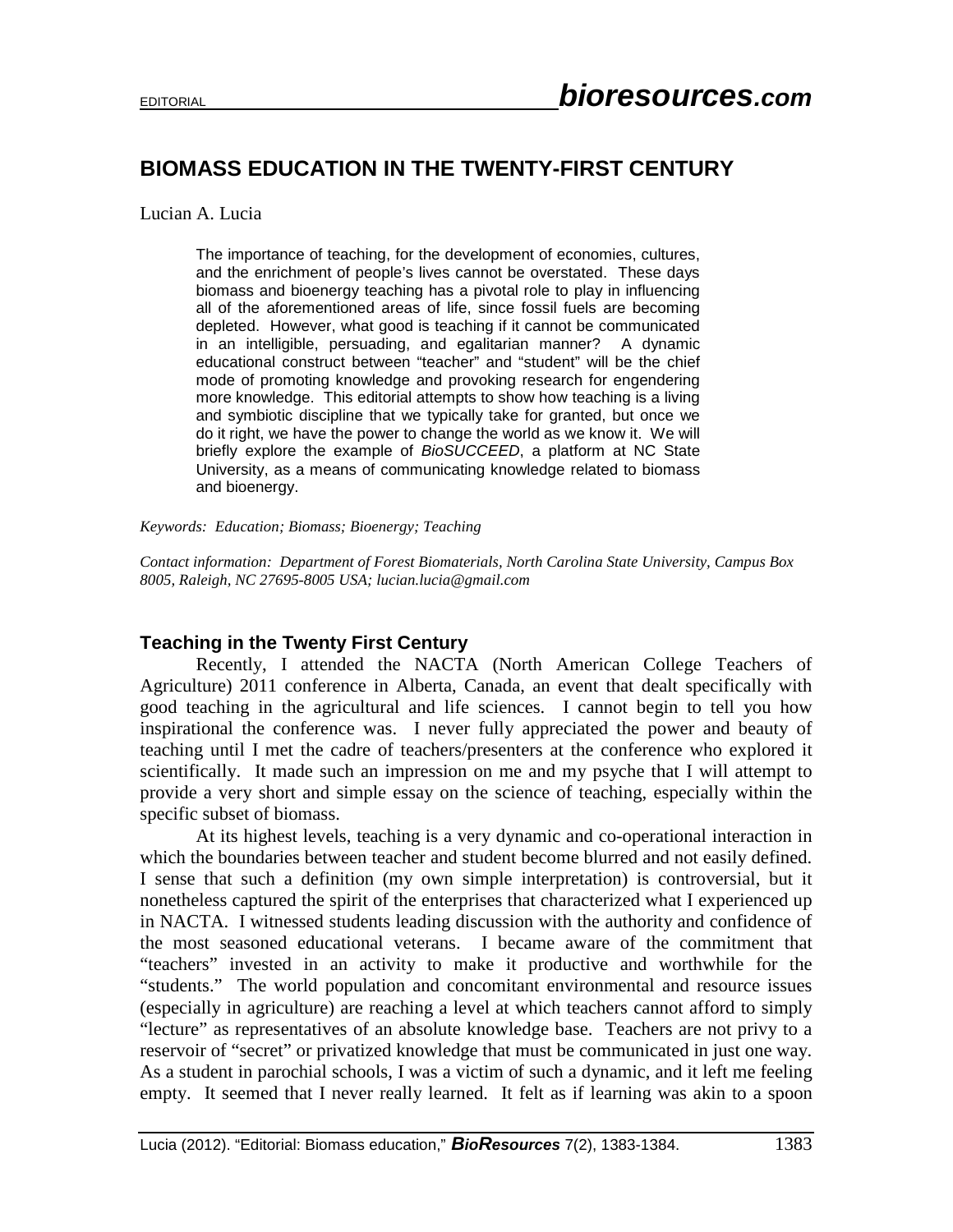# BIOMASS EDUCATION IN THE TWENTY-FIRST CENTURY

Lucian A. Lucia

> The importance of teaching, for the development of economies, cultures, and the enrichment of people's lives cannot be overstated. These days biomass and bioenergy teaching has a pivotal role to play in influencing all of the aforementioned areas of life, since fossil fuels are becoming depleted. However, what good is teaching if it cannot be communicated in an intelligible, persuading, and egalitarian manner? A dynamic educational construct between "teacher" and "student" will be the chief mode of promoting knowledge and provoking research for engendering more knowledge. This editorial attempts to show how teaching is a living and symbiotic discipline that we typically take for granted, but once we do it right, we have the power to change the world as we know it. We will briefly explore the example of *BioSUCCEED*, a platform at NC State University, as a means of communicating knowledge related to biomass and bioenergy.

*Keywords: Education; Biomass; Bioenergy; Teaching*

*Contact information: Department of Forest Biomaterials, North Carolina State University, Campus Box 8005, Raleigh, NC 27695-8005 USA; lucian.lucia@gmail.com*

## Teaching in the Twenty First Century

Recently, I attended the NACTA (North American College Teachers of Agriculture) 2011 conference in Alberta, Canada, an event that dealt specifically with good teaching in the agricultural and life sciences. I cannot begin to tell you how inspirational the conference was. I never fully appreciated the power and beauty of teaching until I met the cadre of teachers/presenters at the conference who explored it scientifically. It made such an impression on me and my psyche that I will attempt to provide a very short and simple essay on the science of teaching, especially within the specific subset of biomass.

At its highest levels, teaching is a very dynamic and co-operational interaction in which the boundaries between teacher and student become blurred and not easily defined. I sense that such a definition (my own simple interpretation) is controversial, but it nonetheless captured the spirit of the enterprises that characterized what I experienced up in NACTA. I witnessed students leading discussion with the authority and confidence of the most seasoned educational veterans. I became aware of the commitment that "teachers" invested in an activity to make it productive and worthwhile for the "students." The world population and concomitant environmental and resource issues (especially in agriculture) are reaching a level at which teachers cannot afford to simply "lecture" as representatives of an absolute knowledge base. Teachers are not privy to a reservoir of "secret" or privatized knowledge that must be communicated in just one way. As a student in parochial schools, I was a victim of such a dynamic, and it left me feeling empty. It seemed that I never really learned. It felt as if learning was akin to a spoon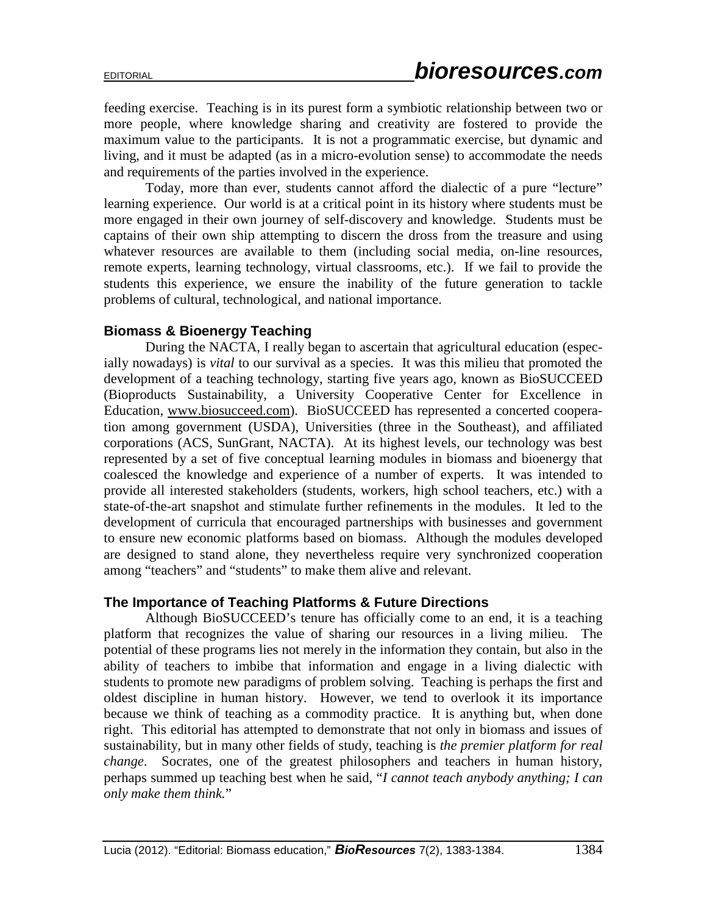feeding exercise. Teaching is in its purest form a symbiotic relationship between two or more people, where knowledge sharing and creativity are fostered to provide the maximum value to the participants. It is not a programmatic exercise, but dynamic and living, and it must be adapted (as in a micro-evolution sense) to accommodate the needs and requirements of the parties involved in the experience.

Today, more than ever, students cannot afford the dialectic of a pure "lecture" learning experience. Our world is at a critical point in its history where students must be more engaged in their own journey of self-discovery and knowledge. Students must be captains of their own ship attempting to discern the dross from the treasure and using whatever resources are available to them (including social media, on-line resources, remote experts, learning technology, virtual classrooms, etc.). If we fail to provide the students this experience, we ensure the inability of the future generation to tackle problems of cultural, technological, and national importance.

### Biomass & Bioenergy Teaching

During the NACTA, I really began to ascertain that agricultural education (especially nowadays) is *vital* to our survival as a species. It was this milieu that promoted the development of a teaching technology, starting five years ago, known as BioSUCCEED (Bioproducts Sustainability, a University Cooperative Center for Excellence in Education, www.biosucceed.com). BioSUCCEED has represented a concerted cooperation among government (USDA), Universities (three in the Southeast), and affiliated corporations (ACS, SunGrant, NACTA). At its highest levels, our technology was best represented by a set of five conceptual learning modules in biomass and bioenergy that coalesced the knowledge and experience of a number of experts. It was intended to provide all interested stakeholders (students, workers, high school teachers, etc.) with a state-of-the-art snapshot and stimulate further refinements in the modules. It led to the development of curricula that encouraged partnerships with businesses and government to ensure new economic platforms based on biomass. Although the modules developed are designed to stand alone, they nevertheless require very synchronized cooperation among "teachers" and "students" to make them alive and relevant.

### The Importance of Teaching Platforms & Future Directions

Although BioSUCCEED's tenure has officially come to an end, it is a teaching platform that recognizes the value of sharing our resources in a living milieu. The potential of these programs lies not merely in the information they contain, but also in the ability of teachers to imbibe that information and engage in a living dialectic with students to promote new paradigms of problem solving. Teaching is perhaps the first and oldest discipline in human history. However, we tend to overlook it its importance because we think of teaching as a commodity practice. It is anything but, when done right. This editorial has attempted to demonstrate that not only in biomass and issues of sustainability, but in many other fields of study, teaching is *the premier platform for real change*. Socrates, one of the greatest philosophers and teachers in human history, perhaps summed up teaching best when he said, "*I cannot teach anybody anything; I can only make them think.*"